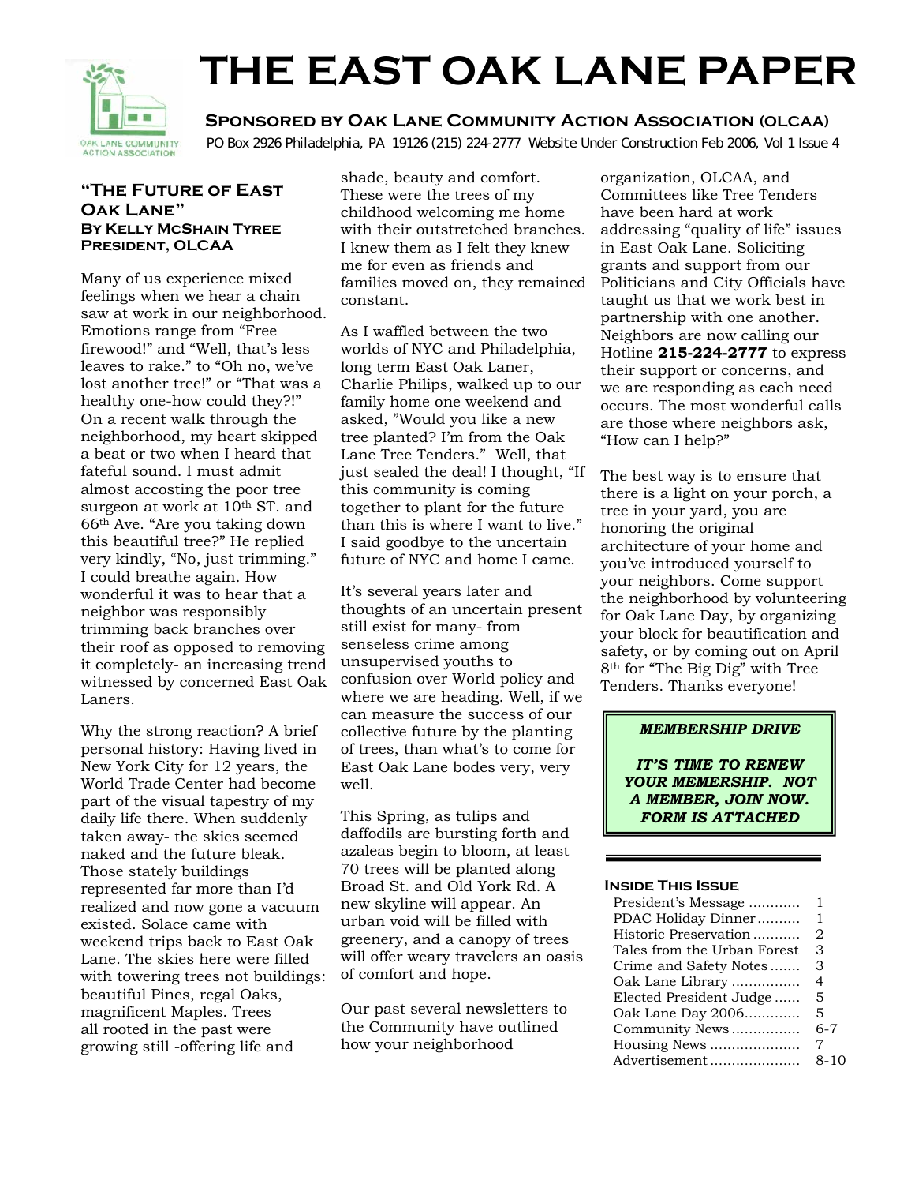# THE EAST OAK LANE PAPER

**Sponsored by Oak Lane Community Action Association (OLCAA)**

PO Box 2926 Philadelphia, PA 19126 (215) 224-2777 Website Under Construction Feb 2006, Vol 1 Issue 4

## "The Future of East Oak Lane"

**By Kelly McShain Tyree**
**President, OLCAA**

Many of us experience mixed feelings when we hear a chain saw at work in our neighborhood. Emotions range from "Free firewood!" and "Well, that's less leaves to rake." to "Oh no, we've lost another tree!" or "That was a healthy one-how could they?!" On a recent walk through the neighborhood, my heart skipped a beat or two when I heard that fateful sound. I must admit almost accosting the poor tree surgeon at work at 10th ST. and 66th Ave. "Are you taking down this beautiful tree?" He replied very kindly, "No, just trimming." I could breathe again. How wonderful it was to hear that a neighbor was responsibly trimming back branches over their roof as opposed to removing it completely- an increasing trend witnessed by concerned East Oak Laners.

Why the strong reaction? A brief personal history: Having lived in New York City for 12 years, the World Trade Center had become part of the visual tapestry of my daily life there. When suddenly taken away- the skies seemed naked and the future bleak. Those stately buildings represented far more than I'd realized and now gone a vacuum existed. Solace came with weekend trips back to East Oak Lane. The skies here were filled with towering trees not buildings: beautiful Pines, regal Oaks, magnificent Maples. Trees all rooted in the past were growing still -offering life and shade, beauty and comfort. These were the trees of my childhood welcoming me home with their outstretched branches. I knew them as I felt they knew me for even as friends and families moved on, they remained constant.

As I waffled between the two worlds of NYC and Philadelphia, long term East Oak Laner, Charlie Philips, walked up to our family home one weekend and asked, "Would you like a new tree planted? I'm from the Oak Lane Tree Tenders." Well, that just sealed the deal! I thought, "If this community is coming together to plant for the future than this is where I want to live." I said goodbye to the uncertain future of NYC and home I came.

It's several years later and thoughts of an uncertain present still exist for many- from senseless crime among unsupervised youths to confusion over World policy and where we are heading. Well, if we can measure the success of our collective future by the planting of trees, than what's to come for East Oak Lane bodes very, very well.

This Spring, as tulips and daffodils are bursting forth and azaleas begin to bloom, at least 70 trees will be planted along Broad St. and Old York Rd. A new skyline will appear. An urban void will be filled with greenery, and a canopy of trees will offer weary travelers an oasis of comfort and hope.

Our past several newsletters to the Community have outlined how your neighborhood organization, OLCAA, and Committees like Tree Tenders have been hard at work addressing "quality of life" issues in East Oak Lane. Soliciting grants and support from our Politicians and City Officials have taught us that we work best in partnership with one another. Neighbors are now calling our Hotline **215-224-2777** to express their support or concerns, and we are responding as each need occurs. The most wonderful calls are those where neighbors ask, "How can I help?"

The best way is to ensure that there is a light on your porch, a tree in your yard, you are honoring the original architecture of your home and you've introduced yourself to your neighbors. Come support the neighborhood by volunteering for Oak Lane Day, by organizing your block for beautification and safety, or by coming out on April 8th for "The Big Dig" with Tree Tenders. Thanks everyone!

***MEMBERSHIP DRIVE***

***IT'S TIME TO RENEW YOUR MEMERSHIP. NOT A MEMBER, JOIN NOW. FORM IS ATTACHED***

### Inside This Issue

| | |
|---|---|
| President's Message | 1 |
| PDAC Holiday Dinner | 1 |
| Historic Preservation | 2 |
| Tales from the Urban Forest | 3 |
| Crime and Safety Notes | 3 |
| Oak Lane Library | 4 |
| Elected President Judge | 5 |
| Oak Lane Day 2006 | 5 |
| Community News | 6-7 |
| Housing News | 7 |
| Advertisement | 8-10 |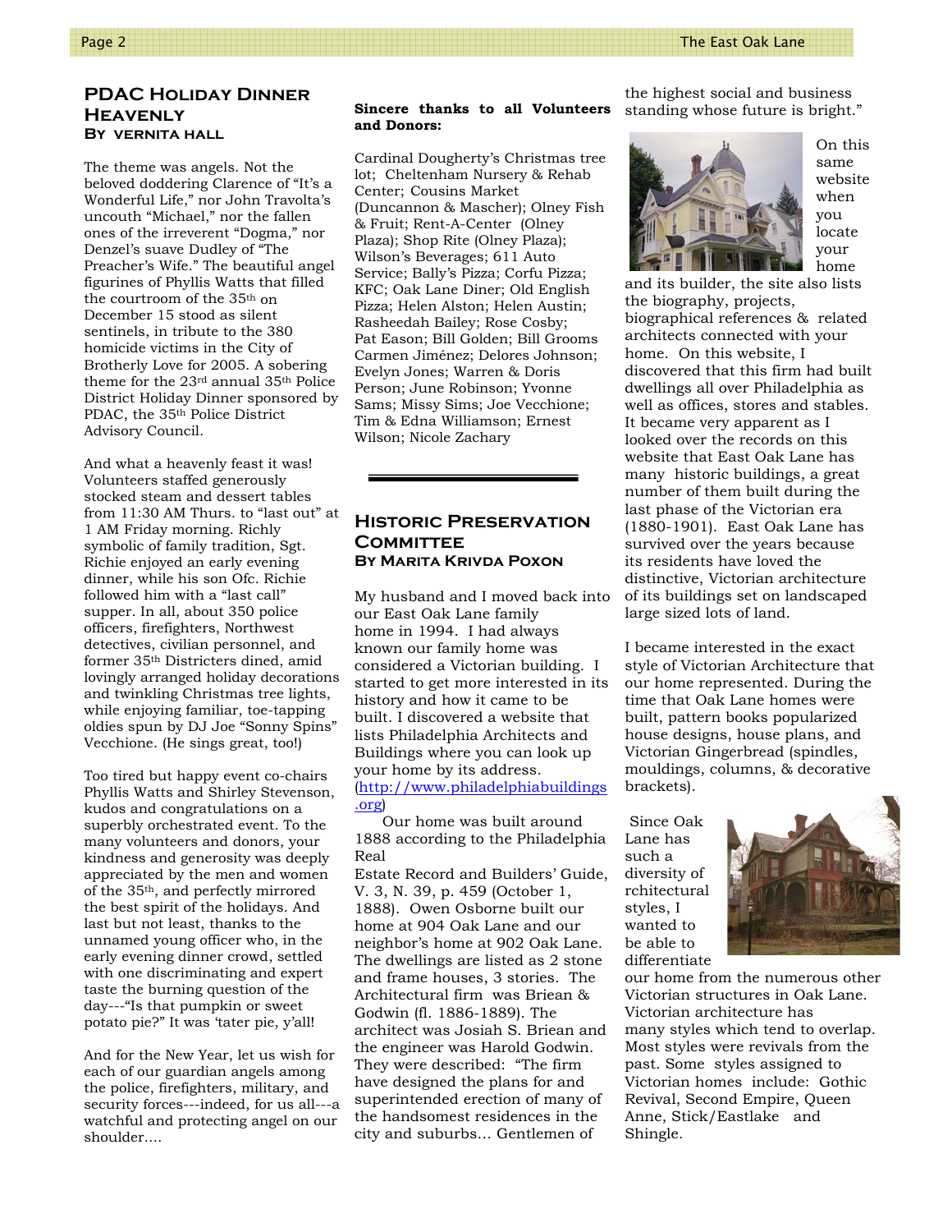## PDAC Holiday Dinner Heavenly

**By Vernita Hall**

The theme was angels. Not the beloved doddering Clarence of "It's a Wonderful Life," nor John Travolta's uncouth "Michael," nor the fallen ones of the irreverent "Dogma," nor Denzel's suave Dudley of "The Preacher's Wife." The beautiful angel figurines of Phyllis Watts that filled the courtroom of the 35th on December 15 stood as silent sentinels, in tribute to the 380 homicide victims in the City of Brotherly Love for 2005. A sobering theme for the 23rd annual 35th Police District Holiday Dinner sponsored by PDAC, the 35th Police District Advisory Council.

And what a heavenly feast it was! Volunteers staffed generously stocked steam and dessert tables from 11:30 AM Thurs. to "last out" at 1 AM Friday morning. Richly symbolic of family tradition, Sgt. Richie enjoyed an early evening dinner, while his son Ofc. Richie followed him with a "last call" supper. In all, about 350 police officers, firefighters, Northwest detectives, civilian personnel, and former 35th Districters dined, amid lovingly arranged holiday decorations and twinkling Christmas tree lights, while enjoying familiar, toe-tapping oldies spun by DJ Joe "Sonny Spins" Vecchione. (He sings great, too!)

Too tired but happy event co-chairs Phyllis Watts and Shirley Stevenson, kudos and congratulations on a superbly orchestrated event. To the many volunteers and donors, your kindness and generosity was deeply appreciated by the men and women of the 35th, and perfectly mirrored the best spirit of the holidays. And last but not least, thanks to the unnamed young officer who, in the early evening dinner crowd, settled with one discriminating and expert taste the burning question of the day---"Is that pumpkin or sweet potato pie?" It was 'tater pie, y'all!

And for the New Year, let us wish for each of our guardian angels among the police, firefighters, military, and security forces---indeed, for us all---a watchful and protecting angel on our shoulder....

**Sincere thanks to all Volunteers and Donors:**

Cardinal Dougherty's Christmas tree lot; Cheltenham Nursery & Rehab Center; Cousins Market (Duncannon & Mascher); Olney Fish & Fruit; Rent-A-Center (Olney Plaza); Shop Rite (Olney Plaza); Wilson's Beverages; 611 Auto Service; Bally's Pizza; Corfu Pizza; KFC; Oak Lane Diner; Old English Pizza; Helen Alston; Helen Austin; Rasheedah Bailey; Rose Cosby; Pat Eason; Bill Golden; Bill Grooms Carmen Jiménez; Delores Johnson; Evelyn Jones; Warren & Doris Person; June Robinson; Yvonne Sams; Missy Sims; Joe Vecchione; Tim & Edna Williamson; Ernest Wilson; Nicole Zachary

---

## Historic Preservation Committee

**By Marita Krivda Poxon**

My husband and I moved back into our East Oak Lane family home in 1994. I had always known our family home was considered a Victorian building. I started to get more interested in its history and how it came to be built. I discovered a website that lists Philadelphia Architects and Buildings where you can look up your home by its address. (http://www.philadelphiabuildings.org)

Our home was built around 1888 according to the Philadelphia Real Estate Record and Builders' Guide, V. 3, N. 39, p. 459 (October 1, 1888). Owen Osborne built our home at 904 Oak Lane and our neighbor's home at 902 Oak Lane. The dwellings are listed as 2 stone and frame houses, 3 stories. The Architectural firm was Briean & Godwin (fl. 1886-1889). The architect was Josiah S. Briean and the engineer was Harold Godwin. They were described: "The firm have designed the plans for and superintended erection of many of the handsomest residences in the city and suburbs... Gentlemen of the highest social and business standing whose future is bright."

On this same website when you locate your home and its builder, the site also lists the biography, projects, biographical references & related architects connected with your home. On this website, I discovered that this firm had built dwellings all over Philadelphia as well as offices, stores and stables. It became very apparent as I looked over the records on this website that East Oak Lane has many historic buildings, a great number of them built during the last phase of the Victorian era (1880-1901). East Oak Lane has survived over the years because its residents have loved the distinctive, Victorian architecture of its buildings set on landscaped large sized lots of land.

I became interested in the exact style of Victorian Architecture that our home represented. During the time that Oak Lane homes were built, pattern books popularized house designs, house plans, and Victorian Gingerbread (spindles, mouldings, columns, & decorative brackets).

Since Oak Lane has such a diversity of rchitectural styles, I wanted to be able to differentiate our home from the numerous other Victorian structures in Oak Lane. Victorian architecture has many styles which tend to overlap. Most styles were revivals from the past. Some styles assigned to Victorian homes include: Gothic Revival, Second Empire, Queen Anne, Stick/Eastlake and Shingle.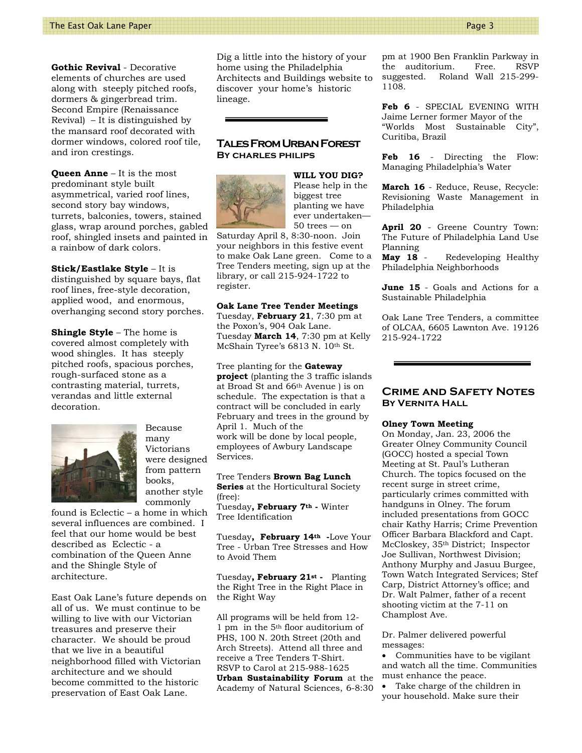**Gothic Revival** - Decorative elements of churches are used along with steeply pitched roofs, dormers & gingerbread trim. Second Empire (Renaissance Revival) – It is distinguished by the mansard roof decorated with dormer windows, colored roof tile, and iron crestings.

**Queen Anne** – It is the most predominant style built asymmetrical, varied roof lines, second story bay windows, turrets, balconies, towers, stained glass, wrap around porches, gabled roof, shingled insets and painted in a rainbow of dark colors.

**Stick/Eastlake Style** – It is distinguished by square bays, flat roof lines, free-style decoration, applied wood, and enormous, overhanging second story porches.

**Shingle Style** – The home is covered almost completely with wood shingles. It has steeply pitched roofs, spacious porches, rough-surfaced stone as a contrasting material, turrets, verandas and little external decoration.

Because many Victorians were designed from pattern books, another style commonly found is Eclectic – a home in which several influences are combined. I feel that our home would be best described as Eclectic - a combination of the Queen Anne and the Shingle Style of architecture.

East Oak Lane's future depends on all of us. We must continue to be willing to live with our Victorian treasures and preserve their character. We should be proud that we live in a beautiful neighborhood filled with Victorian architecture and we should become committed to the historic preservation of East Oak Lane.

Dig a little into the history of your home using the Philadelphia Architects and Buildings website to discover your home's historic lineage.

## Tales From Urban Forest

**By Charles Philips**

**WILL YOU DIG?** Please help in the biggest tree planting we have ever undertaken—50 trees — on Saturday April 8, 8:30-noon. Join your neighbors in this festive event to make Oak Lane green. Come to a Tree Tenders meeting, sign up at the library, or call 215-924-1722 to register.

**Oak Lane Tree Tender Meetings**
Tuesday, **February 21**, 7:30 pm at the Poxon's, 904 Oak Lane.
Tuesday **March 14**, 7:30 pm at Kelly McShain Tyree's 6813 N. 10th St.

Tree planting for the **Gateway project** (planting the 3 traffic islands at Broad St and 66th Avenue ) is on schedule. The expectation is that a contract will be concluded in early February and trees in the ground by April 1. Much of the work will be done by local people, employees of Awbury Landscape Services.

Tree Tenders **Brown Bag Lunch Series** at the Horticultural Society (free):

Tuesday**, February 7th -** Winter Tree Identification

Tuesday**, February 14th -**Love Your Tree - Urban Tree Stresses and How to Avoid Them

Tuesday**, February 21st -** Planting the Right Tree in the Right Place in the Right Way

All programs will be held from 12-1 pm in the 5th floor auditorium of PHS, 100 N. 20th Street (20th and Arch Streets). Attend all three and receive a Tree Tenders T-Shirt. RSVP to Carol at 215-988-1625

**Urban Sustainability Forum** at the Academy of Natural Sciences, 6-8:30 pm at 1900 Ben Franklin Parkway in the auditorium. Free. RSVP suggested. Roland Wall 215-299-1108.

**Feb 6** - SPECIAL EVENING WITH Jaime Lerner former Mayor of the "Worlds Most Sustainable City", Curitiba, Brazil

**Feb 16** - Directing the Flow: Managing Philadelphia's Water

**March 16** - Reduce, Reuse, Recycle: Revisioning Waste Management in Philadelphia

**April 20** - Greene Country Town: The Future of Philadelphia Land Use Planning

**May 18** - Redeveloping Healthy Philadelphia Neighborhoods

**June 15** - Goals and Actions for a Sustainable Philadelphia

Oak Lane Tree Tenders, a committee of OLCAA, 6605 Lawnton Ave. 19126 215-924-1722

## Crime and Safety Notes

**By Vernita Hall**

**Olney Town Meeting**

On Monday, Jan. 23, 2006 the Greater Olney Community Council (GOCC) hosted a special Town Meeting at St. Paul's Lutheran Church. The topics focused on the recent surge in street crime, particularly crimes committed with handguns in Olney. The forum included presentations from GOCC chair Kathy Harris; Crime Prevention Officer Barbara Blackford and Capt. McCloskey, 35th District; Inspector Joe Sullivan, Northwest Division; Anthony Murphy and Jasuu Burgee, Town Watch Integrated Services; Stef Carp, District Attorney's office; and Dr. Walt Palmer, father of a recent shooting victim at the 7-11 on Champlost Ave.

Dr. Palmer delivered powerful messages:

- Communities have to be vigilant and watch all the time. Communities must enhance the peace.
- Take charge of the children in your household. Make sure their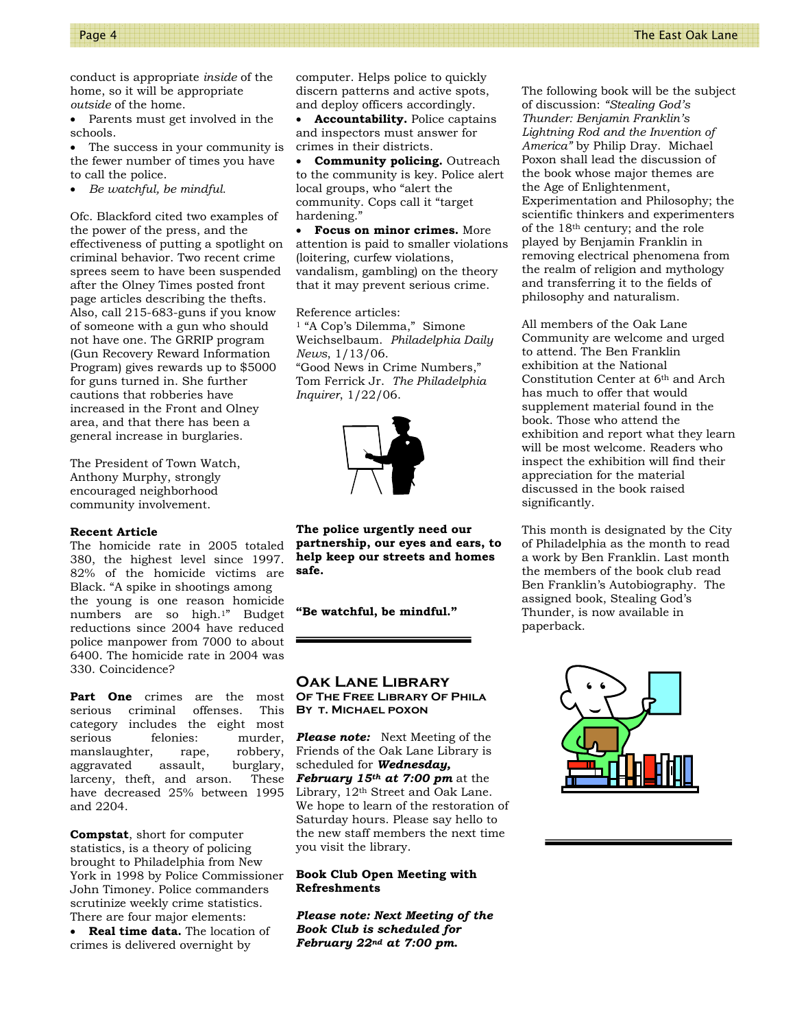conduct is appropriate *inside* of the home, so it will be appropriate *outside* of the home.

- Parents must get involved in the schools.
- The success in your community is the fewer number of times you have to call the police.
- *Be watchful, be mindful.*

Ofc. Blackford cited two examples of the power of the press, and the effectiveness of putting a spotlight on criminal behavior. Two recent crime sprees seem to have been suspended after the Olney Times posted front page articles describing the thefts. Also, call 215-683-guns if you know of someone with a gun who should not have one. The GRRIP program (Gun Recovery Reward Information Program) gives rewards up to $5000 for guns turned in. She further cautions that robberies have increased in the Front and Olney area, and that there has been a general increase in burglaries.

The President of Town Watch, Anthony Murphy, strongly encouraged neighborhood community involvement.

**Recent Article**

The homicide rate in 2005 totaled 380, the highest level since 1997. 82% of the homicide victims are Black. "A spike in shootings among the young is one reason homicide numbers are so high.[1]" Budget reductions since 2004 have reduced police manpower from 7000 to about 6400. The homicide rate in 2004 was 330. Coincidence?

**Part One** crimes are the most serious criminal offenses. This category includes the eight most serious felonies: murder, manslaughter, rape, robbery, aggravated assault, burglary, larceny, theft, and arson. These have decreased 25% between 1995 and 2204.

**Compstat**, short for computer statistics, is a theory of policing brought to Philadelphia from New York in 1998 by Police Commissioner John Timoney. Police commanders scrutinize weekly crime statistics. There are four major elements:

- **Real time data.** The location of crimes is delivered overnight by computer. Helps police to quickly discern patterns and active spots, and deploy officers accordingly.
- **Accountability.** Police captains and inspectors must answer for crimes in their districts.
- **Community policing.** Outreach to the community is key. Police alert local groups, who "alert the community. Cops call it "target hardening."
- **Focus on minor crimes.** More attention is paid to smaller violations (loitering, curfew violations, vandalism, gambling) on the theory that it may prevent serious crime.

Reference articles:

[1] "A Cop's Dilemma," Simone Weichselbaum. *Philadelphia Daily News*, 1/13/06.

"Good News in Crime Numbers," Tom Ferrick Jr. *The Philadelphia Inquirer*, 1/22/06.

**The police urgently need our partnership, our eyes and ears, to help keep our streets and homes safe.**

**"Be watchful, be mindful."**

## Oak Lane Library

### Of The Free Library Of Phila

### By T. Michael Poxon

***Please note:*** Next Meeting of the Friends of the Oak Lane Library is scheduled for ***Wednesday, February 15th at 7:00 pm*** at the Library, 12th Street and Oak Lane. We hope to learn of the restoration of Saturday hours. Please say hello to the new staff members the next time you visit the library.

**Book Club Open Meeting with Refreshments**

***Please note: Next Meeting of the Book Club is scheduled for February 22nd at 7:00 pm.***

The following book will be the subject of discussion: *"Stealing God's Thunder: Benjamin Franklin's Lightning Rod and the Invention of America"* by Philip Dray. Michael Poxon shall lead the discussion of the book whose major themes are the Age of Enlightenment, Experimentation and Philosophy; the scientific thinkers and experimenters of the 18th century; and the role played by Benjamin Franklin in removing electrical phenomena from the realm of religion and mythology and transferring it to the fields of philosophy and naturalism.

All members of the Oak Lane Community are welcome and urged to attend. The Ben Franklin exhibition at the National Constitution Center at 6th and Arch has much to offer that would supplement material found in the book. Those who attend the exhibition and report what they learn will be most welcome. Readers who inspect the exhibition will find their appreciation for the material discussed in the book raised significantly.

This month is designated by the City of Philadelphia as the month to read a work by Ben Franklin. Last month the members of the book club read Ben Franklin's Autobiography. The assigned book, Stealing God's Thunder, is now available in paperback.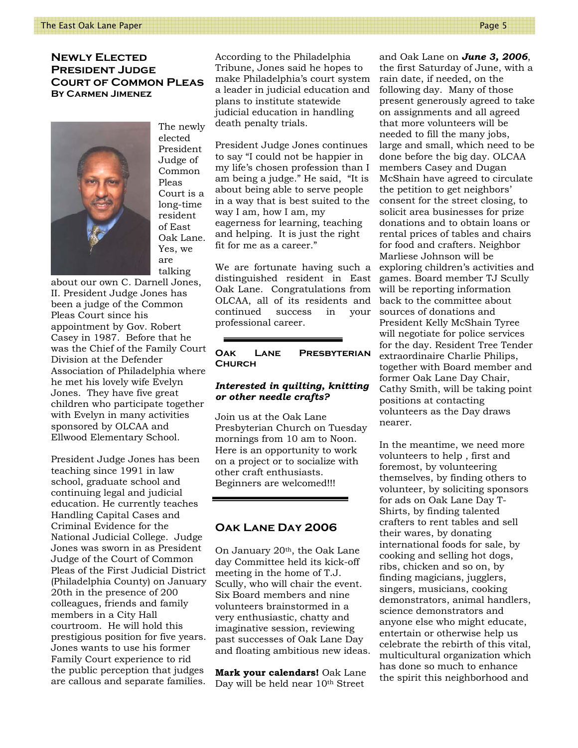## Newly Elected President Judge Court of Common Pleas

**By Carmen Jimenez**

The newly elected President Judge of Common Pleas Court is a long-time resident of East Oak Lane. Yes, we are talking about our own C. Darnell Jones, II. President Judge Jones has been a judge of the Common Pleas Court since his appointment by Gov. Robert Casey in 1987. Before that he was the Chief of the Family Court Division at the Defender Association of Philadelphia where he met his lovely wife Evelyn Jones. They have five great children who participate together with Evelyn in many activities sponsored by OLCAA and Ellwood Elementary School.

President Judge Jones has been teaching since 1991 in law school, graduate school and continuing legal and judicial education. He currently teaches Handling Capital Cases and Criminal Evidence for the National Judicial College. Judge Jones was sworn in as President Judge of the Court of Common Pleas of the First Judicial District (Philadelphia County) on January 20th in the presence of 200 colleagues, friends and family members in a City Hall courtroom. He will hold this prestigious position for five years. Jones wants to use his former Family Court experience to rid the public perception that judges are callous and separate families.

According to the Philadelphia Tribune, Jones said he hopes to make Philadelphia's court system a leader in judicial education and plans to institute statewide judicial education in handling death penalty trials.

President Judge Jones continues to say "I could not be happier in my life's chosen profession than I am being a judge." He said, "It is about being able to serve people in a way that is best suited to the way I am, how I am, my eagerness for learning, teaching and helping. It is just the right fit for me as a career."

We are fortunate having such a distinguished resident in East Oak Lane. Congratulations from OLCAA, all of its residents and continued success in your professional career.

## Oak Lane Presbyterian Church

***Interested in quilting, knitting or other needle crafts?***

Join us at the Oak Lane Presbyterian Church on Tuesday mornings from 10 am to Noon. Here is an opportunity to work on a project or to socialize with other craft enthusiasts. Beginners are welcomed!!!

## Oak Lane Day 2006

On January 20th, the Oak Lane day Committee held its kick-off meeting in the home of T.J. Scully, who will chair the event. Six Board members and nine volunteers brainstormed in a very enthusiastic, chatty and imaginative session, reviewing past successes of Oak Lane Day and floating ambitious new ideas.

**Mark your calendars!** Oak Lane Day will be held near 10th Street and Oak Lane on ***June 3, 2006***, the first Saturday of June, with a rain date, if needed, on the following day. Many of those present generously agreed to take on assignments and all agreed that more volunteers will be needed to fill the many jobs, large and small, which need to be done before the big day. OLCAA members Casey and Dugan McShain have agreed to circulate the petition to get neighbors' consent for the street closing, to solicit area businesses for prize donations and to obtain loans or rental prices of tables and chairs for food and crafters. Neighbor Marliese Johnson will be exploring children's activities and games. Board member TJ Scully will be reporting information back to the committee about sources of donations and President Kelly McShain Tyree will negotiate for police services for the day. Resident Tree Tender extraordinaire Charlie Philips, together with Board member and former Oak Lane Day Chair, Cathy Smith, will be taking point positions at contacting volunteers as the Day draws nearer.

In the meantime, we need more volunteers to help , first and foremost, by volunteering themselves, by finding others to volunteer, by soliciting sponsors for ads on Oak Lane Day T-Shirts, by finding talented crafters to rent tables and sell their wares, by donating international foods for sale, by cooking and selling hot dogs, ribs, chicken and so on, by finding magicians, jugglers, singers, musicians, cooking demonstrators, animal handlers, science demonstrators and anyone else who might educate, entertain or otherwise help us celebrate the rebirth of this vital, multicultural organization which has done so much to enhance the spirit this neighborhood and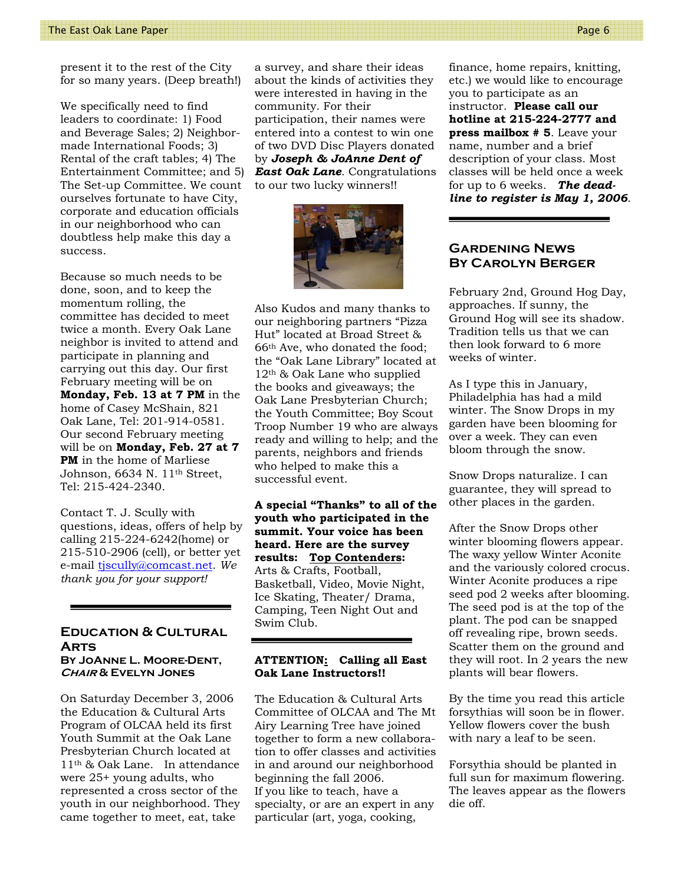present it to the rest of the City for so many years. (Deep breath!)

We specifically need to find leaders to coordinate: 1) Food and Beverage Sales; 2) Neighbor-made International Foods; 3) Rental of the craft tables; 4) The Entertainment Committee; and 5) The Set-up Committee. We count ourselves fortunate to have City, corporate and education officials in our neighborhood who can doubtless help make this day a success.

Because so much needs to be done, soon, and to keep the momentum rolling, the committee has decided to meet twice a month. Every Oak Lane neighbor is invited to attend and participate in planning and carrying out this day. Our first February meeting will be on **Monday, Feb. 13 at 7 PM** in the home of Casey McShain, 821 Oak Lane, Tel: 201-914-0581. Our second February meeting will be on **Monday, Feb. 27 at 7 PM** in the home of Marliese Johnson, 6634 N. 11th Street, Tel: 215-424-2340.

Contact T. J. Scully with questions, ideas, offers of help by calling 215-224-6242(home) or 215-510-2906 (cell), or better yet e-mail tjscully@comcast.net. *We thank you for your support!*

## Education & Cultural Arts

**By JoAnne L. Moore-Dent, *Chair* & Evelyn Jones**

On Saturday December 3, 2006 the Education & Cultural Arts Program of OLCAA held its first Youth Summit at the Oak Lane Presbyterian Church located at 11th & Oak Lane. In attendance were 25+ young adults, who represented a cross sector of the youth in our neighborhood. They came together to meet, eat, take a survey, and share their ideas about the kinds of activities they were interested in having in the community. For their participation, their names were entered into a contest to win one of two DVD Disc Players donated by ***Joseph & JoAnne Dent of East Oak Lane***. Congratulations to our two lucky winners!!

Also Kudos and many thanks to our neighboring partners "Pizza Hut" located at Broad Street & 66th Ave, who donated the food; the "Oak Lane Library" located at 12th & Oak Lane who supplied the books and giveaways; the Oak Lane Presbyterian Church; the Youth Committee; Boy Scout Troop Number 19 who are always ready and willing to help; and the parents, neighbors and friends who helped to make this a successful event.

**A special "Thanks" to all of the youth who participated in the summit. Your voice has been heard. Here are the survey results: Top Contenders:** Arts & Crafts, Football, Basketball, Video, Movie Night, Ice Skating, Theater/ Drama, Camping, Teen Night Out and Swim Club.

**ATTENTION: Calling all East Oak Lane Instructors!!**

The Education & Cultural Arts Committee of OLCAA and The Mt Airy Learning Tree have joined together to form a new collaboration to offer classes and activities in and around our neighborhood beginning the fall 2006.
If you like to teach, have a specialty, or are an expert in any particular (art, yoga, cooking, finance, home repairs, knitting, etc.) we would like to encourage you to participate as an instructor. **Please call our hotline at 215-224-2777 and press mailbox # 5**. Leave your name, number and a brief description of your class. Most classes will be held once a week for up to 6 weeks. ***The deadline to register is May 1, 2006***.

## Gardening News
## By Carolyn Berger

February 2nd, Ground Hog Day, approaches. If sunny, the Ground Hog will see its shadow. Tradition tells us that we can then look forward to 6 more weeks of winter.

As I type this in January, Philadelphia has had a mild winter. The Snow Drops in my garden have been blooming for over a week. They can even bloom through the snow.

Snow Drops naturalize. I can guarantee, they will spread to other places in the garden.

After the Snow Drops other winter blooming flowers appear. The waxy yellow Winter Aconite and the variously colored crocus. Winter Aconite produces a ripe seed pod 2 weeks after blooming. The seed pod is at the top of the plant. The pod can be snapped off revealing ripe, brown seeds. Scatter them on the ground and they will root. In 2 years the new plants will bear flowers.

By the time you read this article forsythias will soon be in flower. Yellow flowers cover the bush with nary a leaf to be seen.

Forsythia should be planted in full sun for maximum flowering. The leaves appear as the flowers die off.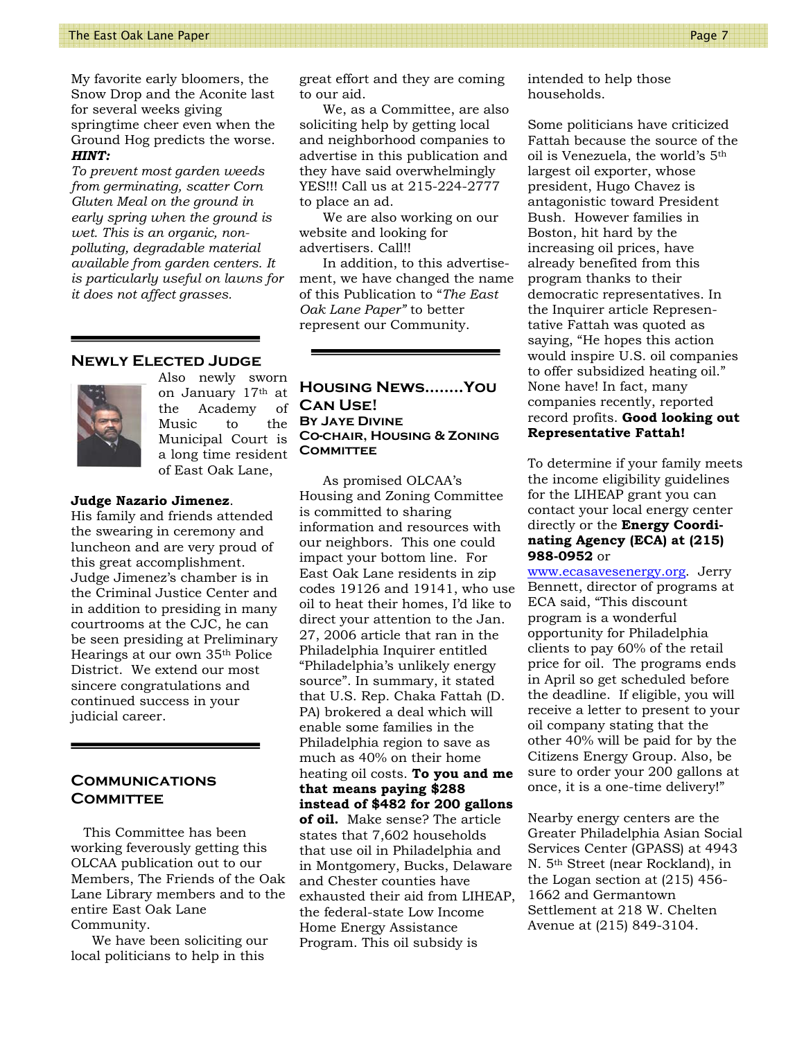My favorite early bloomers, the Snow Drop and the Aconite last for several weeks giving springtime cheer even when the Ground Hog predicts the worse.

***HINT:***

*To prevent most garden weeds from germinating, scatter Corn Gluten Meal on the ground in early spring when the ground is wet. This is an organic, non-polluting, degradable material available from garden centers. It is particularly useful on lawns for it does not affect grasses.*

## Newly Elected Judge

Also newly sworn on January 17th at the Academy of Music to the Municipal Court is a long time resident of East Oak Lane,

**Judge Nazario Jimenez**. His family and friends attended the swearing in ceremony and luncheon and are very proud of this great accomplishment. Judge Jimenez's chamber is in the Criminal Justice Center and in addition to presiding in many courtrooms at the CJC, he can be seen presiding at Preliminary Hearings at our own 35th Police District. We extend our most sincere congratulations and continued success in your judicial career.

## Communications Committee

This Committee has been working feverously getting this OLCAA publication out to our Members, The Friends of the Oak Lane Library members and to the entire East Oak Lane Community.

We have been soliciting our local politicians to help in this great effort and they are coming to our aid.

We, as a Committee, are also soliciting help by getting local and neighborhood companies to advertise in this publication and they have said overwhelmingly YES!!! Call us at 215-224-2777 to place an ad.

We are also working on our website and looking for advertisers. Call!!

In addition, to this advertisement, we have changed the name of this Publication to "*The East Oak Lane Paper*" to better represent our Community.

## Housing News........You Can Use!

**By Jaye Divine**
**Co-chair, Housing & Zoning Committee**

As promised OLCAA's Housing and Zoning Committee is committed to sharing information and resources with our neighbors. This one could impact your bottom line. For East Oak Lane residents in zip codes 19126 and 19141, who use oil to heat their homes, I'd like to direct your attention to the Jan. 27, 2006 article that ran in the Philadelphia Inquirer entitled "Philadelphia's unlikely energy source". In summary, it stated that U.S. Rep. Chaka Fattah (D. PA) brokered a deal which will enable some families in the Philadelphia region to save as much as 40% on their home heating oil costs. **To you and me that means paying $288 instead of $482 for 200 gallons of oil.** Make sense? The article states that 7,602 households that use oil in Philadelphia and in Montgomery, Bucks, Delaware and Chester counties have exhausted their aid from LIHEAP, the federal-state Low Income Home Energy Assistance Program. This oil subsidy is intended to help those households.

Some politicians have criticized Fattah because the source of the oil is Venezuela, the world's 5th largest oil exporter, whose president, Hugo Chavez is antagonistic toward President Bush. However families in Boston, hit hard by the increasing oil prices, have already benefited from this program thanks to their democratic representatives. In the Inquirer article Representative Fattah was quoted as saying, "He hopes this action would inspire U.S. oil companies to offer subsidized heating oil." None have! In fact, many companies recently, reported record profits. **Good looking out Representative Fattah!**

To determine if your family meets the income eligibility guidelines for the LIHEAP grant you can contact your local energy center directly or the **Energy Coordinating Agency (ECA) at (215) 988-0952** or www.ecasavesenergy.org. Jerry Bennett, director of programs at ECA said, "This discount program is a wonderful opportunity for Philadelphia clients to pay 60% of the retail price for oil. The programs ends in April so get scheduled before the deadline. If eligible, you will receive a letter to present to your oil company stating that the other 40% will be paid for by the Citizens Energy Group. Also, be sure to order your 200 gallons at once, it is a one-time delivery!"

Nearby energy centers are the Greater Philadelphia Asian Social Services Center (GPASS) at 4943 N. 5th Street (near Rockland), in the Logan section at (215) 456-1662 and Germantown Settlement at 218 W. Chelten Avenue at (215) 849-3104.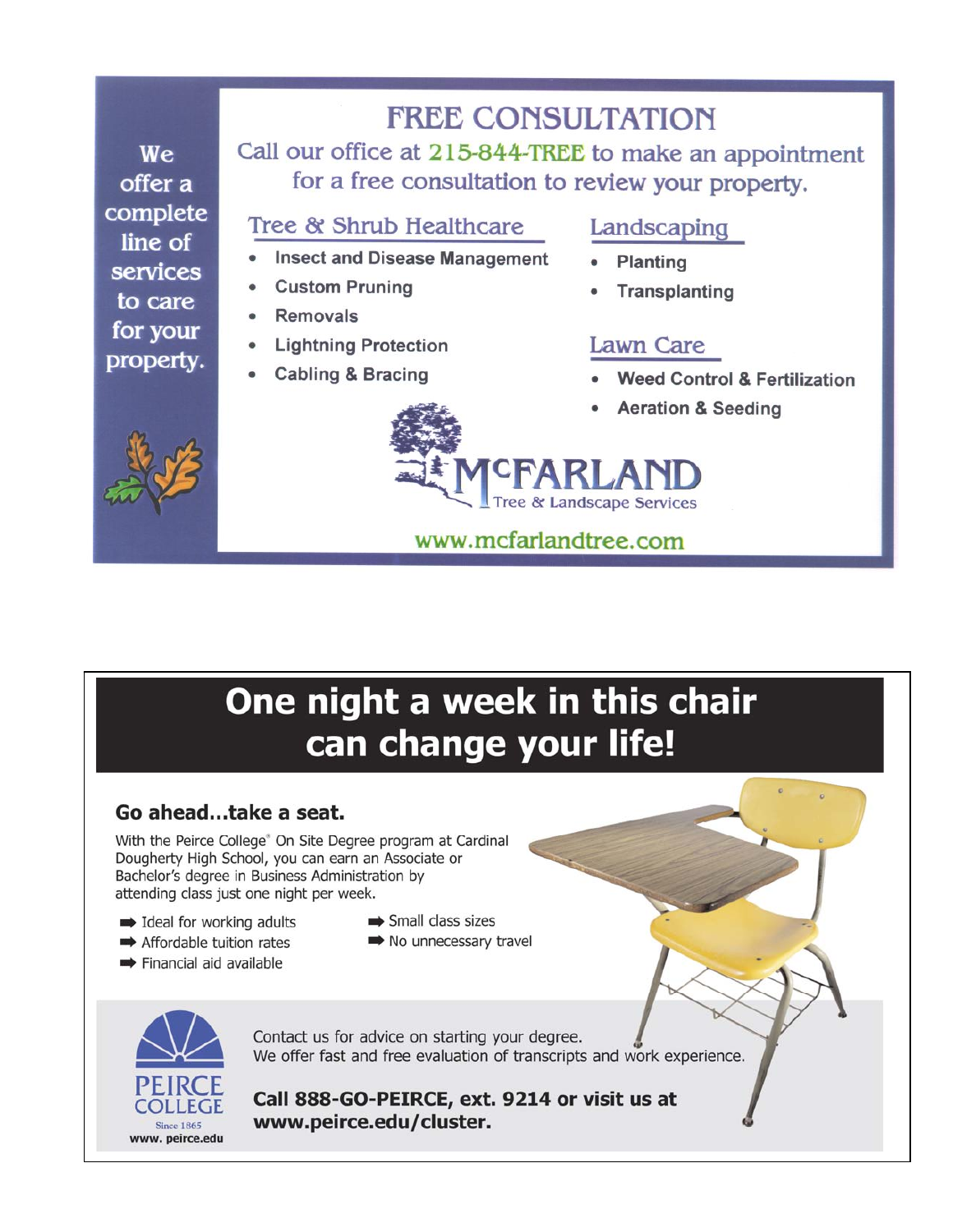We offer a complete line of services to care for your property.

# FREE CONSULTATION

Call our office at 215-844-TREE to make an appointment for a free consultation to review your property.

## Tree & Shrub Healthcare

- Insect and Disease Management
- Custom Pruning
- Removals
- Lightning Protection
- Cabling & Bracing

## Landscaping

- Planting
- Transplanting

## Lawn Care

- Weed Control & Fertilization
- Aeration & Seeding

MCFARLAND
Tree & Landscape Services

www.mcfarlandtree.com

---

# One night a week in this chair can change your life!

## Go ahead...take a seat.

With the Peirce College® On Site Degree program at Cardinal Dougherty High School, you can earn an Associate or Bachelor's degree in Business Administration by attending class just one night per week.

- Ideal for working adults
- Affordable tuition rates
- Financial aid available
- Small class sizes
- No unnecessary travel

Contact us for advice on starting your degree.
We offer fast and free evaluation of transcripts and work experience.

**Call 888-GO-PEIRCE, ext. 9214 or visit us at www.peirce.edu/cluster.**

PEIRCE COLLEGE
Since 1865
www.peirce.edu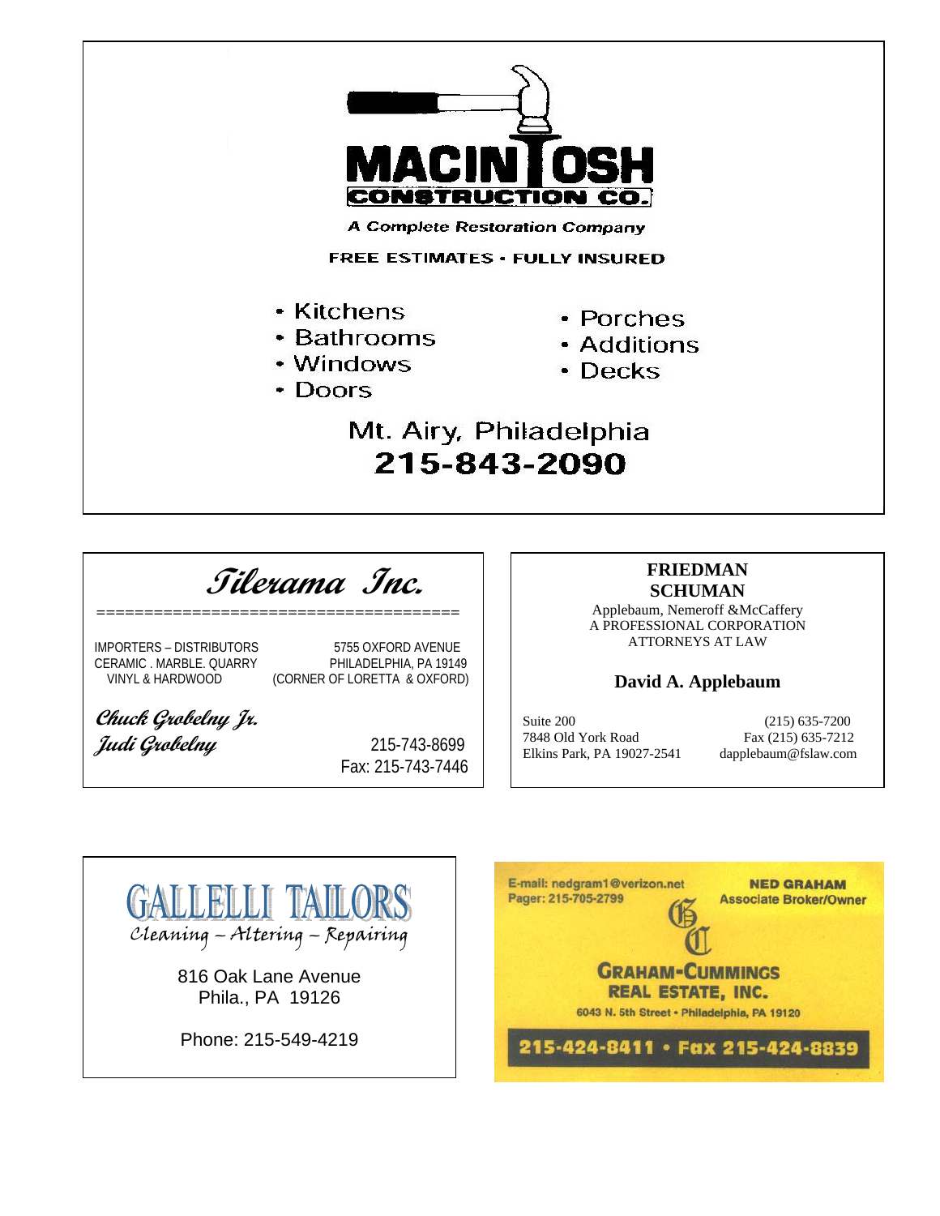## MACINTOSH CONSTRUCTION CO.

A Complete Restoration Company

FREE ESTIMATES • FULLY INSURED

- Kitchens
- Bathrooms
- Windows
- Doors
- Porches
- Additions
- Decks

Mt. Airy, Philadelphia

**215-843-2090**

---

## *Tilerama Inc.*

IMPORTERS – DISTRIBUTORS
CERAMIC . MARBLE. QUARRY
VINYL & HARDWOOD

5755 OXFORD AVENUE
PHILADELPHIA, PA 19149
(CORNER OF LORETTA & OXFORD)

***Chuck Grobelny Jr.***
***Judi Grobelny***

215-743-8699
Fax: 215-743-7446

---

**FRIEDMAN SCHUMAN**

Applebaum, Nemeroff &McCaffery
A PROFESSIONAL CORPORATION
ATTORNEYS AT LAW

**David A. Applebaum**

Suite 200
7848 Old York Road
Elkins Park, PA 19027-2541

(215) 635-7200
Fax (215) 635-7212
dapplebaum@fslaw.com

---

## GALLELLI TAILORS

*Cleaning – Altering – Repairing*

816 Oak Lane Avenue
Phila., PA 19126

Phone: 215-549-4219

---

E-mail: nedgram1@verizon.net
Pager: 215-705-2799

**NED GRAHAM**
**Associate Broker/Owner**

**GRAHAM-CUMMINGS REAL ESTATE, INC.**

6043 N. 5th Street • Philadelphia, PA 19120

**215-424-8411 • Fax 215-424-8839**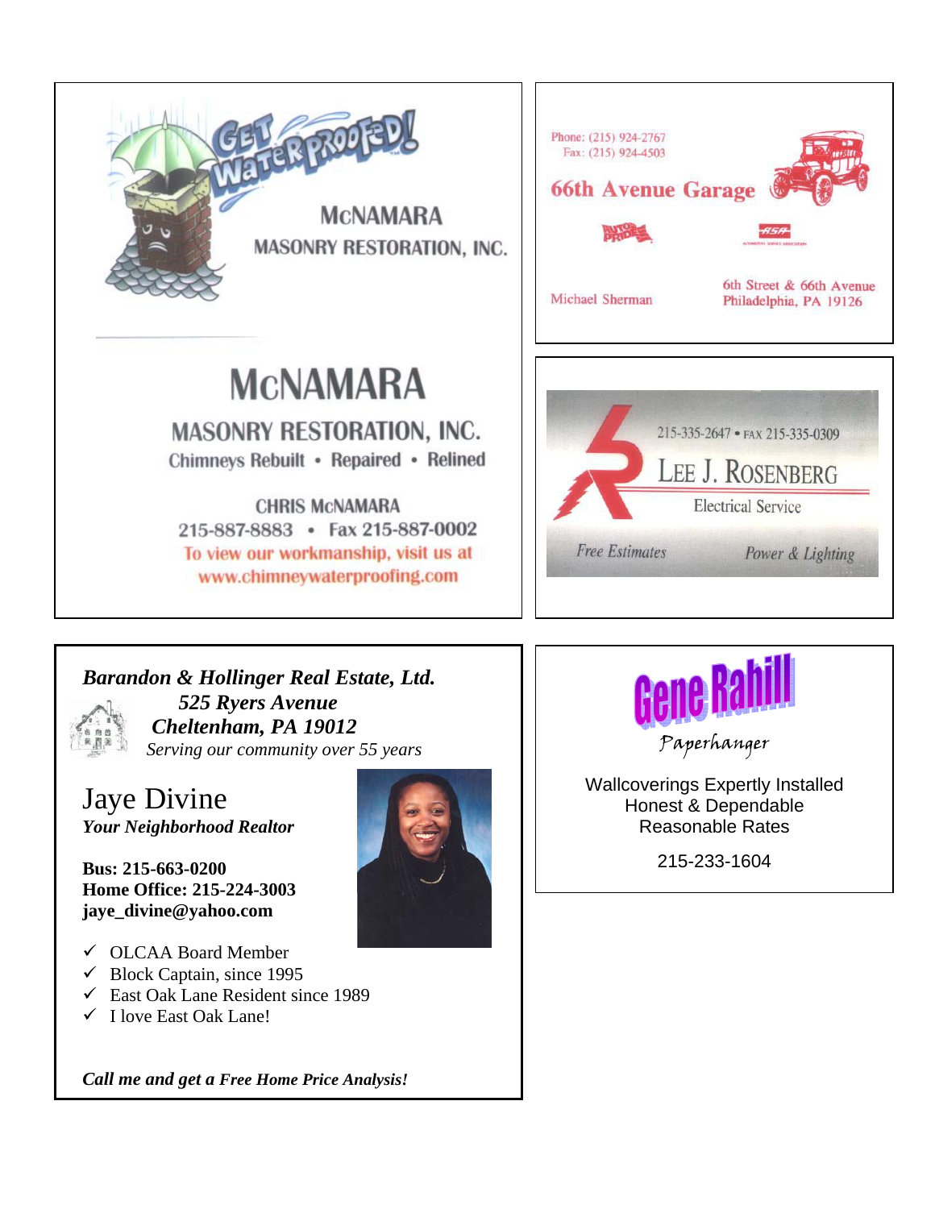GET WATERPROOFED!

MCNAMARA
MASONRY RESTORATION, INC.

# MCNAMARA

## MASONRY RESTORATION, INC.

Chimneys Rebuilt • Repaired • Relined

CHRIS MCNAMARA
215-887-8883 • Fax 215-887-0002
To view our workmanship, visit us at
www.chimneywaterproofing.com

---

Phone: (215) 924-2767
Fax: (215) 924-4503

## 66th Avenue Garage

Michael Sherman

6th Street & 66th Avenue
Philadelphia, PA 19126

---

215-335-2647 • FAX 215-335-0309

## LEE J. ROSENBERG

Electrical Service

*Free Estimates* *Power & Lighting*

---

***Barandon & Hollinger Real Estate, Ltd.***
***525 Ryers Avenue***
***Cheltenham, PA 19012***
*Serving our community over 55 years*

## Jaye Divine

***Your Neighborhood Realtor***

**Bus: 215-663-0200**
**Home Office: 215-224-3003**
**jaye_divine@yahoo.com**

- ✓ OLCAA Board Member
- ✓ Block Captain, since 1995
- ✓ East Oak Lane Resident since 1989
- ✓ I love East Oak Lane!

***Call me and get a Free Home Price Analysis!***

---

# Gene Rahill

Paperhanger

Wallcoverings Expertly Installed
Honest & Dependable
Reasonable Rates

215-233-1604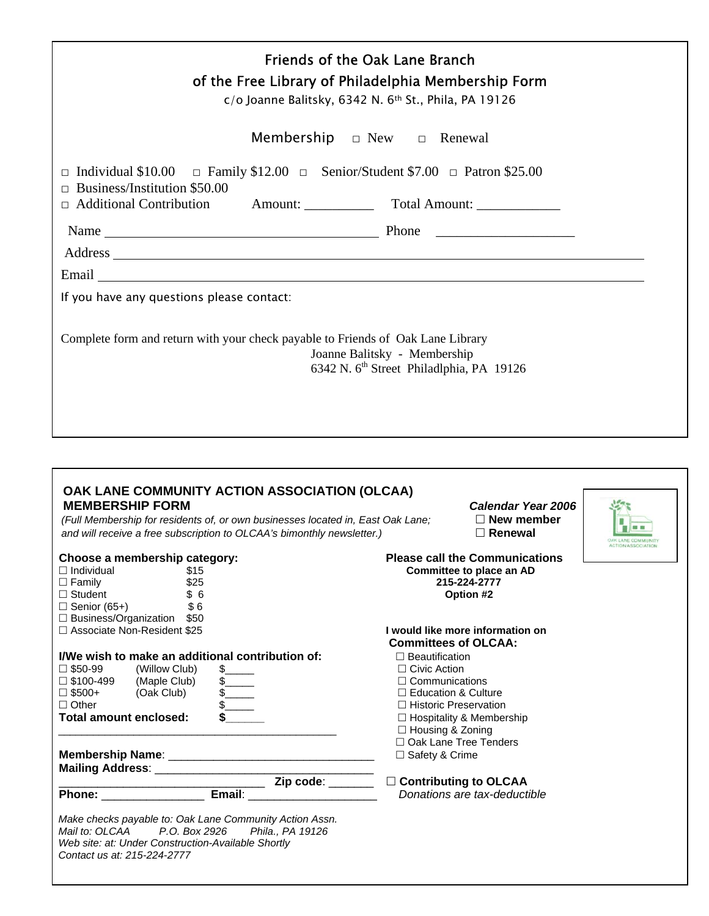## Friends of the Oak Lane Branch of the Free Library of Philadelphia Membership Form

c/o Joanne Balitsky, 6342 N. 6th St., Phila, PA 19126

Membership □ New □ Renewal

□ Individual $10.00 □ Family $12.00 □ Senior/Student $7.00 □ Patron $25.00
□ Business/Institution $50.00
□ Additional Contribution Amount: __________ Total Amount: ____________

Name ________________________________________ Phone ____________________

Address ______________________________________________________________

Email ________________________________________________________________

If you have any questions please contact:

Complete form and return with your check payable to Friends of Oak Lane Library
Joanne Balitsky - Membership
6342 N. 6th Street Philadlphia, PA 19126

---

## OAK LANE COMMUNITY ACTION ASSOCIATION (OLCAA) MEMBERSHIP FORM

*(Full Membership for residents of, or own businesses located in, East Oak Lane; and will receive a free subscription to OLCAA's bimonthly newsletter.)*

***Calendar Year 2006***
☐ **New member**
☐ **Renewal**

**Choose a membership category:**

☐ Individual $15
☐ Family $25
☐ Student $ 6
☐ Senior (65+) $ 6
☐ Business/Organization $50
☐ Associate Non-Resident $25

**I/We wish to make an additional contribution of:**

☐ $50-99 (Willow Club) $_____
☐ $100-499 (Maple Club) $_____
☐ $500+ (Oak Club) $_____
☐ Other $_____
**Total amount enclosed: $______**

**Membership Name**: ________________________________
**Mailing Address**: ________________________________
________________________________ **Zip code**: _______
**Phone:** ________________ **Email**: ____________________

*Make checks payable to: Oak Lane Community Action Assn.*
*Mail to: OLCAA P.O. Box 2926 Phila., PA 19126*
*Web site: at: Under Construction-Available Shortly*
*Contact us at: 215-224-2777*

**Please call the Communications Committee to place an AD**
**215-224-2777**
**Option #2**

**I would like more information on Committees of OLCAA:**

☐ Beautification
☐ Civic Action
☐ Communications
☐ Education & Culture
☐ Historic Preservation
☐ Hospitality & Membership
☐ Housing & Zoning
☐ Oak Lane Tree Tenders
☐ Safety & Crime

☐ **Contributing to OLCAA**
*Donations are tax-deductible*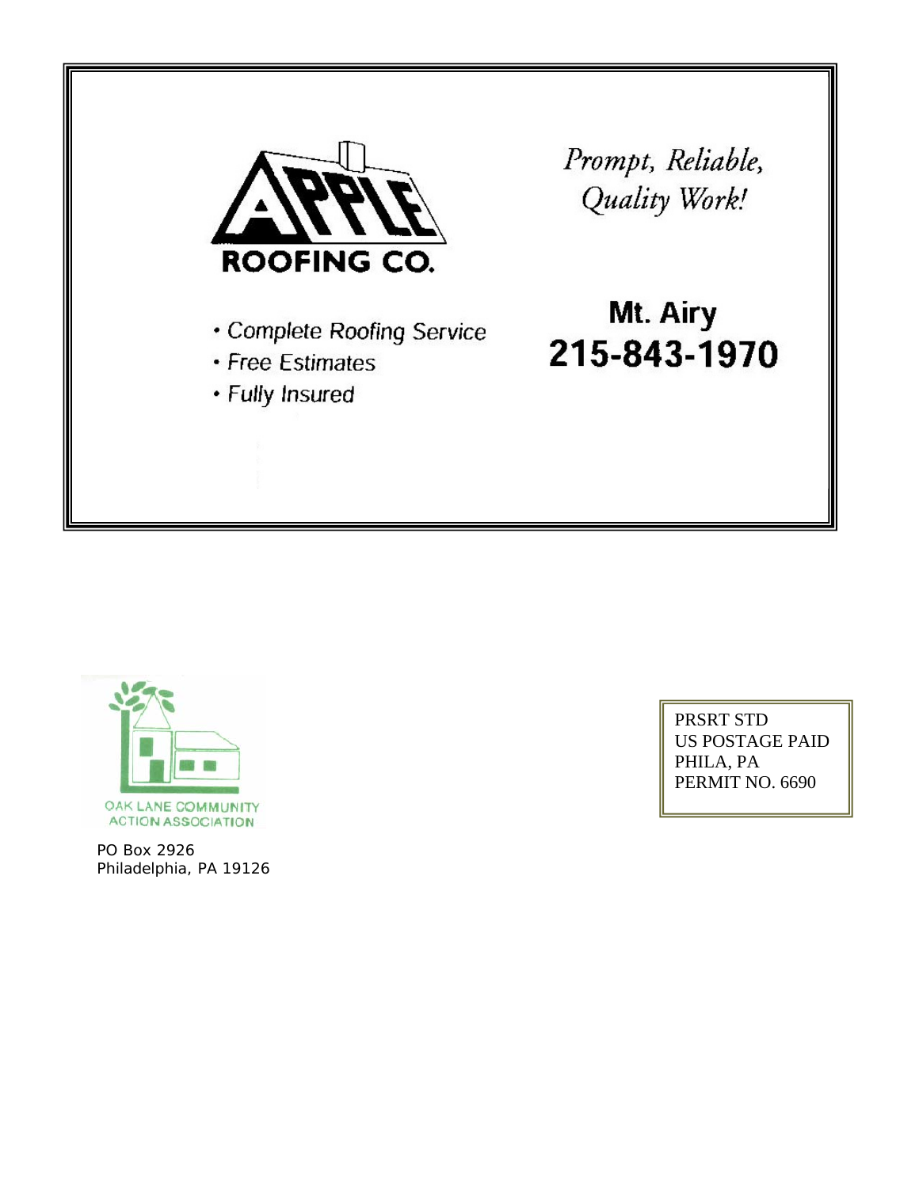APPLE ROOFING CO.

*Prompt, Reliable, Quality Work!*

- *Complete Roofing Service*
- *Free Estimates*
- *Fully Insured*

**Mt. Airy**
**215-843-1970**

OAK LANE COMMUNITY ACTION ASSOCIATION

PO Box 2926
Philadelphia, PA 19126

PRSRT STD
US POSTAGE PAID
PHILA, PA
PERMIT NO. 6690